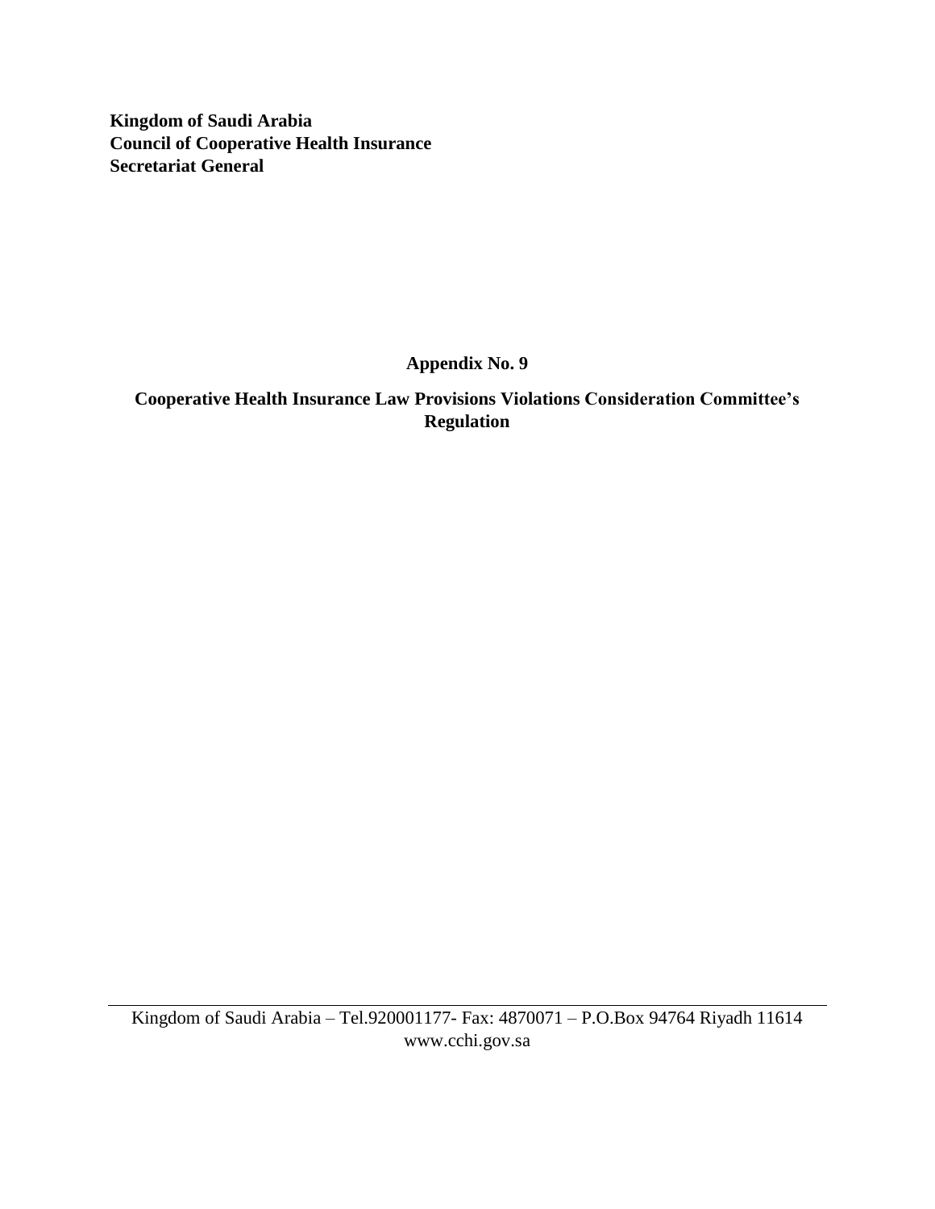**Kingdom of Saudi Arabia**
**Council of Cooperative Health Insurance**
**Secretariat General**

# Appendix No. 9

## Cooperative Health Insurance Law Provisions Violations Consideration Committee's Regulation

Kingdom of Saudi Arabia – Tel.920001177- Fax: 4870071 – P.O.Box 94764 Riyadh 11614
www.cchi.gov.sa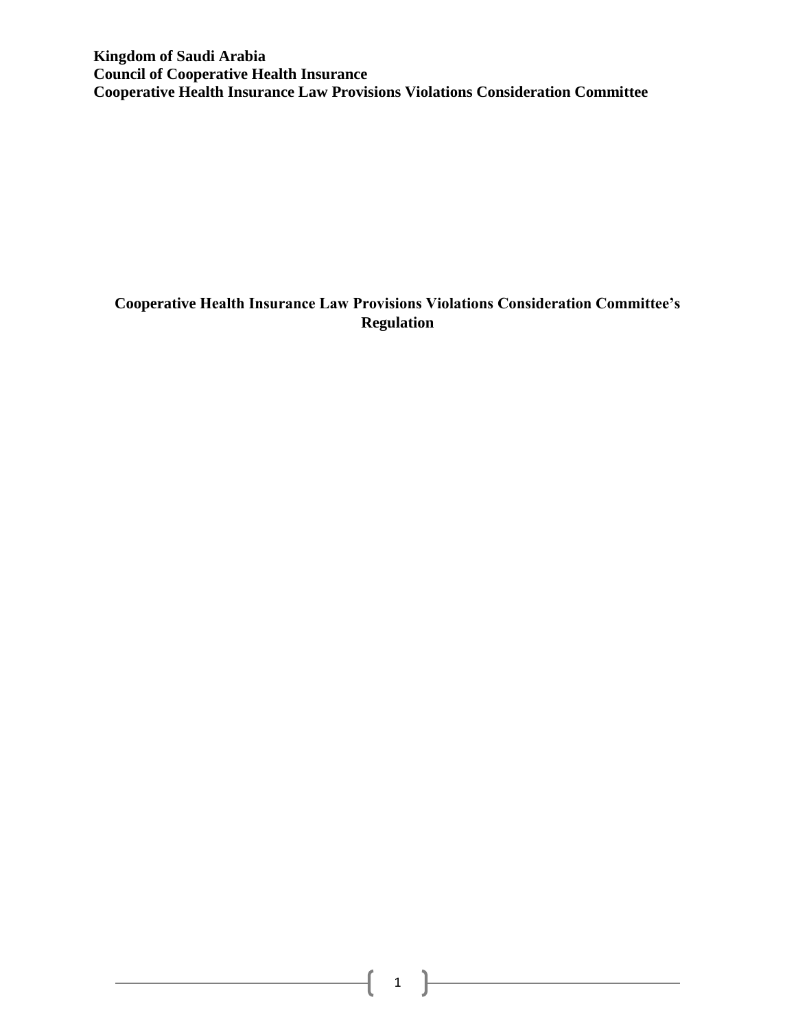**Kingdom of Saudi Arabia**
**Council of Cooperative Health Insurance**
**Cooperative Health Insurance Law Provisions Violations Consideration Committee**

# Cooperative Health Insurance Law Provisions Violations Consideration Committee's Regulation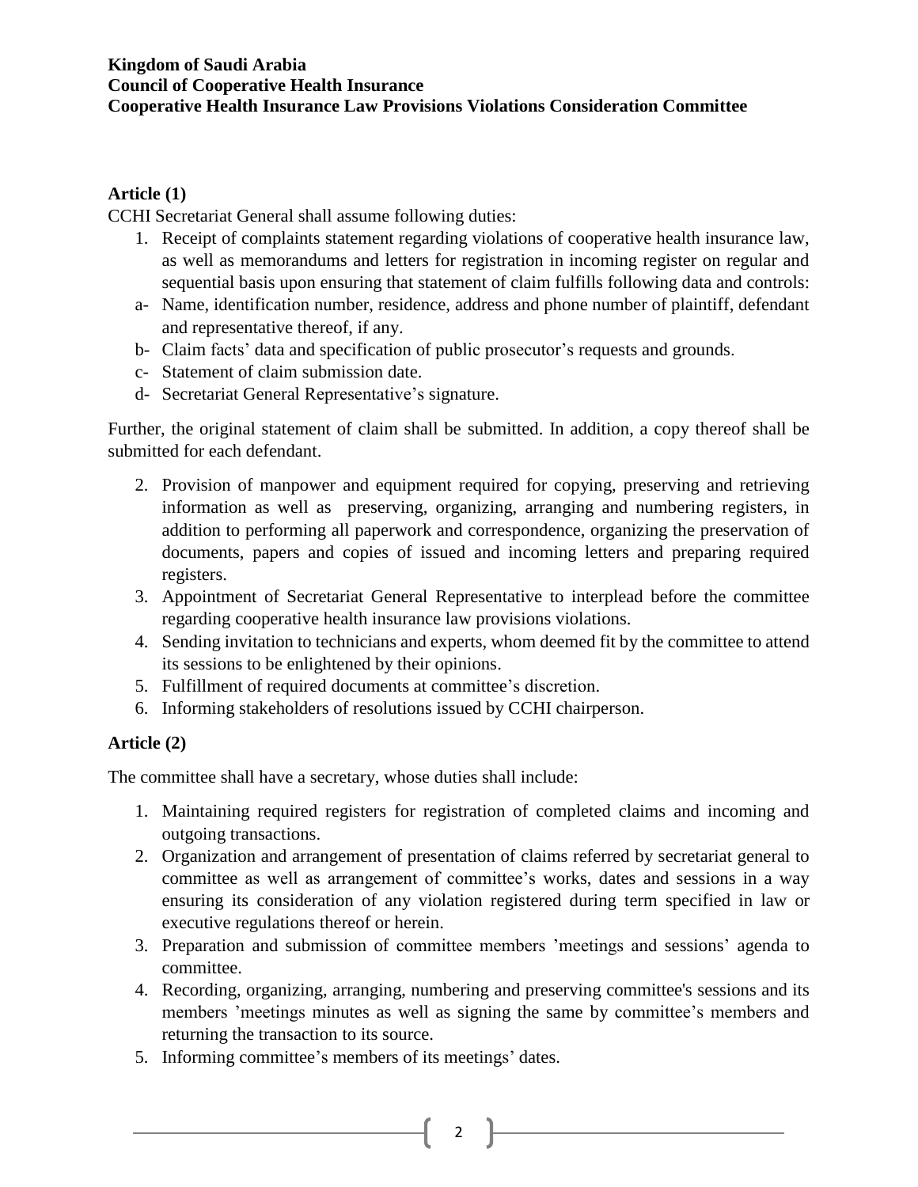**Kingdom of Saudi Arabia**
**Council of Cooperative Health Insurance**
**Cooperative Health Insurance Law Provisions Violations Consideration Committee**

### Article (1)

CCHI Secretariat General shall assume following duties:

1. Receipt of complaints statement regarding violations of cooperative health insurance law, as well as memorandums and letters for registration in incoming register on regular and sequential basis upon ensuring that statement of claim fulfills following data and controls:
   - a- Name, identification number, residence, address and phone number of plaintiff, defendant and representative thereof, if any.
   - b- Claim facts' data and specification of public prosecutor's requests and grounds.
   - c- Statement of claim submission date.
   - d- Secretariat General Representative's signature.

Further, the original statement of claim shall be submitted. In addition, a copy thereof shall be submitted for each defendant.

2. Provision of manpower and equipment required for copying, preserving and retrieving information as well as preserving, organizing, arranging and numbering registers, in addition to performing all paperwork and correspondence, organizing the preservation of documents, papers and copies of issued and incoming letters and preparing required registers.
3. Appointment of Secretariat General Representative to interplead before the committee regarding cooperative health insurance law provisions violations.
4. Sending invitation to technicians and experts, whom deemed fit by the committee to attend its sessions to be enlightened by their opinions.
5. Fulfillment of required documents at committee's discretion.
6. Informing stakeholders of resolutions issued by CCHI chairperson.

### Article (2)

The committee shall have a secretary, whose duties shall include:

1. Maintaining required registers for registration of completed claims and incoming and outgoing transactions.
2. Organization and arrangement of presentation of claims referred by secretariat general to committee as well as arrangement of committee's works, dates and sessions in a way ensuring its consideration of any violation registered during term specified in law or executive regulations thereof or herein.
3. Preparation and submission of committee members 'meetings and sessions' agenda to committee.
4. Recording, organizing, arranging, numbering and preserving committee's sessions and its members 'meetings minutes as well as signing the same by committee's members and returning the transaction to its source.
5. Informing committee's members of its meetings' dates.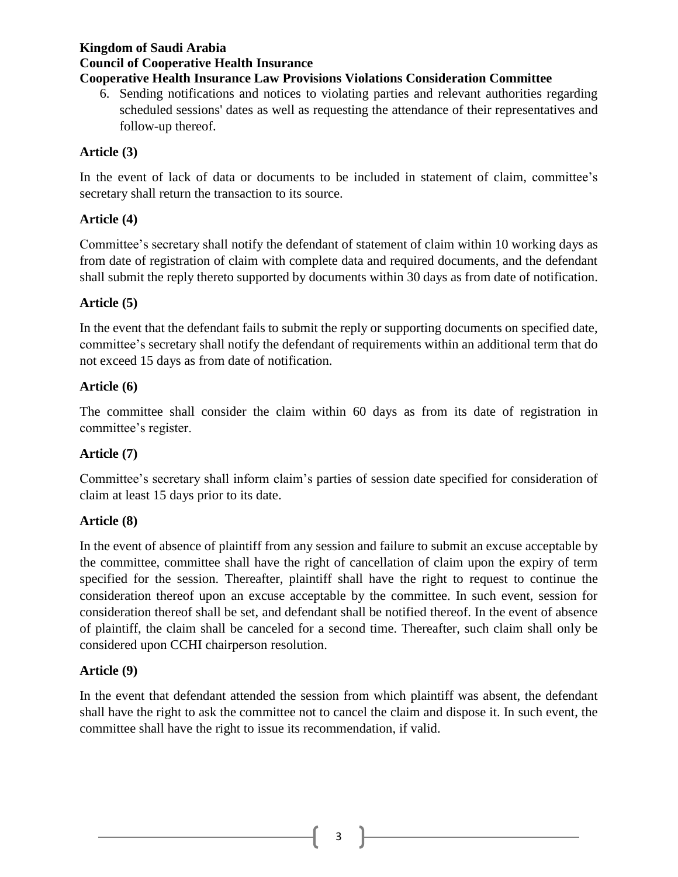6. Sending notifications and notices to violating parties and relevant authorities regarding scheduled sessions' dates as well as requesting the attendance of their representatives and follow-up thereof.

**Article (3)**

In the event of lack of data or documents to be included in statement of claim, committee's secretary shall return the transaction to its source.

**Article (4)**

Committee's secretary shall notify the defendant of statement of claim within 10 working days as from date of registration of claim with complete data and required documents, and the defendant shall submit the reply thereto supported by documents within 30 days as from date of notification.

**Article (5)**

In the event that the defendant fails to submit the reply or supporting documents on specified date, committee's secretary shall notify the defendant of requirements within an additional term that do not exceed 15 days as from date of notification.

**Article (6)**

The committee shall consider the claim within 60 days as from its date of registration in committee's register.

**Article (7)**

Committee's secretary shall inform claim's parties of session date specified for consideration of claim at least 15 days prior to its date.

**Article (8)**

In the event of absence of plaintiff from any session and failure to submit an excuse acceptable by the committee, committee shall have the right of cancellation of claim upon the expiry of term specified for the session. Thereafter, plaintiff shall have the right to request to continue the consideration thereof upon an excuse acceptable by the committee. In such event, session for consideration thereof shall be set, and defendant shall be notified thereof. In the event of absence of plaintiff, the claim shall be canceled for a second time. Thereafter, such claim shall only be considered upon CCHI chairperson resolution.

**Article (9)**

In the event that defendant attended the session from which plaintiff was absent, the defendant shall have the right to ask the committee not to cancel the claim and dispose it. In such event, the committee shall have the right to issue its recommendation, if valid.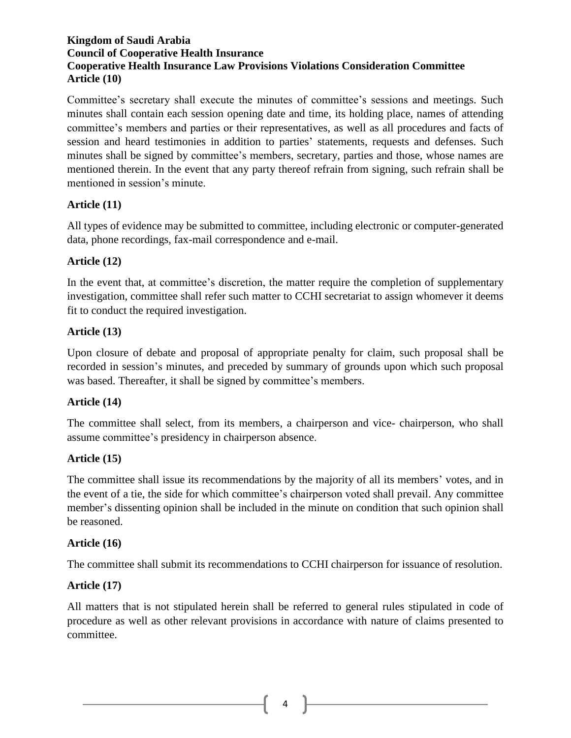**Kingdom of Saudi Arabia**
**Council of Cooperative Health Insurance**
**Cooperative Health Insurance Law Provisions Violations Consideration Committee**

**Article (10)**

Committee's secretary shall execute the minutes of committee's sessions and meetings. Such minutes shall contain each session opening date and time, its holding place, names of attending committee's members and parties or their representatives, as well as all procedures and facts of session and heard testimonies in addition to parties' statements, requests and defenses. Such minutes shall be signed by committee's members, secretary, parties and those, whose names are mentioned therein. In the event that any party thereof refrain from signing, such refrain shall be mentioned in session's minute.

**Article (11)**

All types of evidence may be submitted to committee, including electronic or computer-generated data, phone recordings, fax-mail correspondence and e-mail.

**Article (12)**

In the event that, at committee's discretion, the matter require the completion of supplementary investigation, committee shall refer such matter to CCHI secretariat to assign whomever it deems fit to conduct the required investigation.

**Article (13)**

Upon closure of debate and proposal of appropriate penalty for claim, such proposal shall be recorded in session's minutes, and preceded by summary of grounds upon which such proposal was based. Thereafter, it shall be signed by committee's members.

**Article (14)**

The committee shall select, from its members, a chairperson and vice- chairperson, who shall assume committee's presidency in chairperson absence.

**Article (15)**

The committee shall issue its recommendations by the majority of all its members' votes, and in the event of a tie, the side for which committee's chairperson voted shall prevail. Any committee member's dissenting opinion shall be included in the minute on condition that such opinion shall be reasoned.

**Article (16)**

The committee shall submit its recommendations to CCHI chairperson for issuance of resolution.

**Article (17)**

All matters that is not stipulated herein shall be referred to general rules stipulated in code of procedure as well as other relevant provisions in accordance with nature of claims presented to committee.